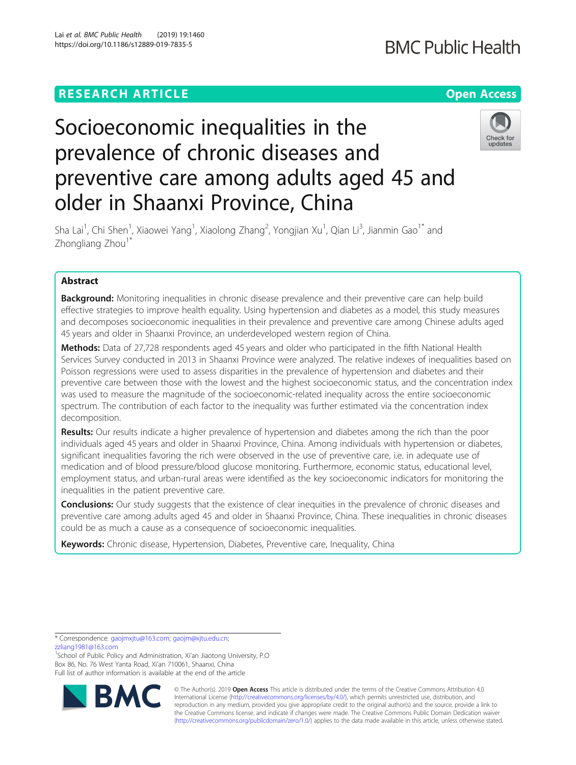RESEARCH ARTICLE

Open Access

# Socioeconomic inequalities in the prevalence of chronic diseases and preventive care among adults aged 45 and older in Shaanxi Province, China

Sha Lai[1], Chi Shen[1], Xiaowei Yang[1], Xiaolong Zhang[2], Yongjian Xu[1], Qian Li[3], Jianmin Gao[1*] and Zhongliang Zhou[1*]

## Abstract

**Background:** Monitoring inequalities in chronic disease prevalence and their preventive care can help build effective strategies to improve health equality. Using hypertension and diabetes as a model, this study measures and decomposes socioeconomic inequalities in their prevalence and preventive care among Chinese adults aged 45 years and older in Shaanxi Province, an underdeveloped western region of China.

**Methods:** Data of 27,728 respondents aged 45 years and older who participated in the fifth National Health Services Survey conducted in 2013 in Shaanxi Province were analyzed. The relative indexes of inequalities based on Poisson regressions were used to assess disparities in the prevalence of hypertension and diabetes and their preventive care between those with the lowest and the highest socioeconomic status, and the concentration index was used to measure the magnitude of the socioeconomic-related inequality across the entire socioeconomic spectrum. The contribution of each factor to the inequality was further estimated via the concentration index decomposition.

**Results:** Our results indicate a higher prevalence of hypertension and diabetes among the rich than the poor individuals aged 45 years and older in Shaanxi Province, China. Among individuals with hypertension or diabetes, significant inequalities favoring the rich were observed in the use of preventive care, i.e. in adequate use of medication and of blood pressure/blood glucose monitoring. Furthermore, economic status, educational level, employment status, and urban-rural areas were identified as the key socioeconomic indicators for monitoring the inequalities in the patient preventive care.

**Conclusions:** Our study suggests that the existence of clear inequities in the prevalence of chronic diseases and preventive care among adults aged 45 and older in Shaanxi Province, China. These inequalities in chronic diseases could be as much a cause as a consequence of socioeconomic inequalities.

**Keywords:** Chronic disease, Hypertension, Diabetes, Preventive care, Inequality, China

---

* Correspondence: gaojmxjtu@163.com; gaojm@xjtu.edu.cn; zzliang1981@163.com

[1]School of Public Policy and Administration, Xi'an Jiaotong University, P.O Box 86, No. 76 West Yanta Road, Xi'an 710061, Shaanxi, China

Full list of author information is available at the end of the article

© The Author(s). 2019 **Open Access** This article is distributed under the terms of the Creative Commons Attribution 4.0 International License (http://creativecommons.org/licenses/by/4.0/), which permits unrestricted use, distribution, and reproduction in any medium, provided you give appropriate credit to the original author(s) and the source, provide a link to the Creative Commons license, and indicate if changes were made. The Creative Commons Public Domain Dedication waiver (http://creativecommons.org/publicdomain/zero/1.0/) applies to the data made available in this article, unless otherwise stated.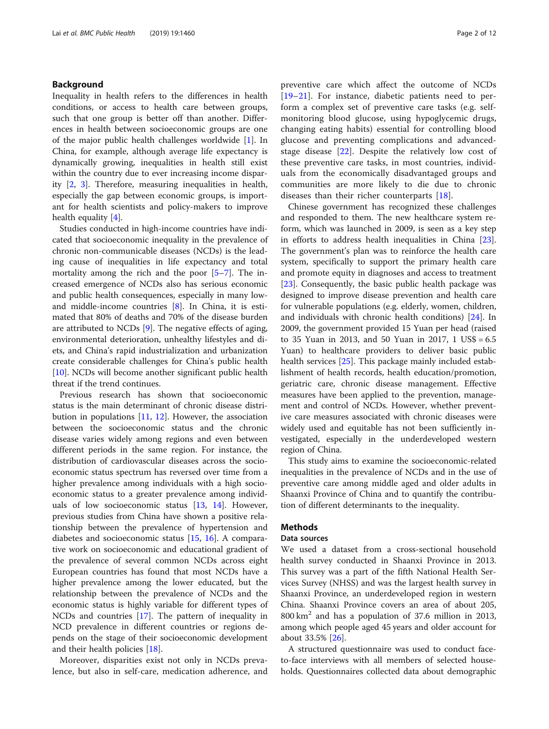## Background

Inequality in health refers to the differences in health conditions, or access to health care between groups, such that one group is better off than another. Differences in health between socioeconomic groups are one of the major public health challenges worldwide [1]. In China, for example, although average life expectancy is dynamically growing, inequalities in health still exist within the country due to ever increasing income disparity [2, 3]. Therefore, measuring inequalities in health, especially the gap between economic groups, is important for health scientists and policy-makers to improve health equality [4].

Studies conducted in high-income countries have indicated that socioeconomic inequality in the prevalence of chronic non-communicable diseases (NCDs) is the leading cause of inequalities in life expectancy and total mortality among the rich and the poor [5–7]. The increased emergence of NCDs also has serious economic and public health consequences, especially in many low- and middle-income countries [8]. In China, it is estimated that 80% of deaths and 70% of the disease burden are attributed to NCDs [9]. The negative effects of aging, environmental deterioration, unhealthy lifestyles and diets, and China's rapid industrialization and urbanization create considerable challenges for China's public health [10]. NCDs will become another significant public health threat if the trend continues.

Previous research has shown that socioeconomic status is the main determinant of chronic disease distribution in populations [11, 12]. However, the association between the socioeconomic status and the chronic disease varies widely among regions and even between different periods in the same region. For instance, the distribution of cardiovascular diseases across the socioeconomic status spectrum has reversed over time from a higher prevalence among individuals with a high socioeconomic status to a greater prevalence among individuals of low socioeconomic status [13, 14]. However, previous studies from China have shown a positive relationship between the prevalence of hypertension and diabetes and socioeconomic status [15, 16]. A comparative work on socioeconomic and educational gradient of the prevalence of several common NCDs across eight European countries has found that most NCDs have a higher prevalence among the lower educated, but the relationship between the prevalence of NCDs and the economic status is highly variable for different types of NCDs and countries [17]. The pattern of inequality in NCD prevalence in different countries or regions depends on the stage of their socioeconomic development and their health policies [18].

Moreover, disparities exist not only in NCDs prevalence, but also in self-care, medication adherence, and preventive care which affect the outcome of NCDs [19–21]. For instance, diabetic patients need to perform a complex set of preventive care tasks (e.g. self-monitoring blood glucose, using hypoglycemic drugs, changing eating habits) essential for controlling blood glucose and preventing complications and advanced-stage disease [22]. Despite the relatively low cost of these preventive care tasks, in most countries, individuals from the economically disadvantaged groups and communities are more likely to die due to chronic diseases than their richer counterparts [18].

Chinese government has recognized these challenges and responded to them. The new healthcare system reform, which was launched in 2009, is seen as a key step in efforts to address health inequalities in China [23]. The government's plan was to reinforce the health care system, specifically to support the primary health care and promote equity in diagnoses and access to treatment [23]. Consequently, the basic public health package was designed to improve disease prevention and health care for vulnerable populations (e.g. elderly, women, children, and individuals with chronic health conditions) [24]. In 2009, the government provided 15 Yuan per head (raised to 35 Yuan in 2013, and 50 Yuan in 2017, 1 US$ = 6.5 Yuan) to healthcare providers to deliver basic public health services [25]. This package mainly included establishment of health records, health education/promotion, geriatric care, chronic disease management. Effective measures have been applied to the prevention, management and control of NCDs. However, whether preventive care measures associated with chronic diseases were widely used and equitable has not been sufficiently investigated, especially in the underdeveloped western region of China.

This study aims to examine the socioeconomic-related inequalities in the prevalence of NCDs and in the use of preventive care among middle aged and older adults in Shaanxi Province of China and to quantify the contribution of different determinants to the inequality.

## Methods

### Data sources

We used a dataset from a cross-sectional household health survey conducted in Shaanxi Province in 2013. This survey was a part of the fifth National Health Services Survey (NHSS) and was the largest health survey in Shaanxi Province, an underdeveloped region in western China. Shaanxi Province covers an area of about 205,800 km$^2$ and has a population of 37.6 million in 2013, among which people aged 45 years and older account for about 33.5% [26].

A structured questionnaire was used to conduct face-to-face interviews with all members of selected households. Questionnaires collected data about demographic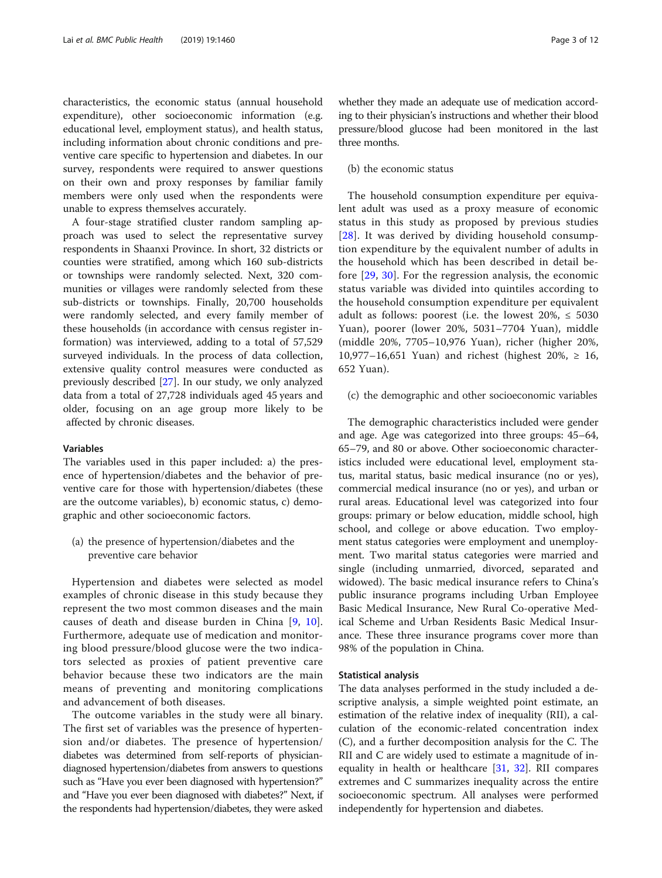characteristics, the economic status (annual household expenditure), other socioeconomic information (e.g. educational level, employment status), and health status, including information about chronic conditions and preventive care specific to hypertension and diabetes. In our survey, respondents were required to answer questions on their own and proxy responses by familiar family members were only used when the respondents were unable to express themselves accurately.

A four-stage stratified cluster random sampling approach was used to select the representative survey respondents in Shaanxi Province. In short, 32 districts or counties were stratified, among which 160 sub-districts or townships were randomly selected. Next, 320 communities or villages were randomly selected from these sub-districts or townships. Finally, 20,700 households were randomly selected, and every family member of these households (in accordance with census register information) was interviewed, adding to a total of 57,529 surveyed individuals. In the process of data collection, extensive quality control measures were conducted as previously described [27]. In our study, we only analyzed data from a total of 27,728 individuals aged 45 years and older, focusing on an age group more likely to be affected by chronic diseases.

### Variables

The variables used in this paper included: a) the presence of hypertension/diabetes and the behavior of preventive care for those with hypertension/diabetes (these are the outcome variables), b) economic status, c) demographic and other socioeconomic factors.

(a) the presence of hypertension/diabetes and the preventive care behavior

Hypertension and diabetes were selected as model examples of chronic disease in this study because they represent the two most common diseases and the main causes of death and disease burden in China [9, 10]. Furthermore, adequate use of medication and monitoring blood pressure/blood glucose were the two indicators selected as proxies of patient preventive care behavior because these two indicators are the main means of preventing and monitoring complications and advancement of both diseases.

The outcome variables in the study were all binary. The first set of variables was the presence of hypertension and/or diabetes. The presence of hypertension/diabetes was determined from self-reports of physician-diagnosed hypertension/diabetes from answers to questions such as "Have you ever been diagnosed with hypertension?" and "Have you ever been diagnosed with diabetes?" Next, if the respondents had hypertension/diabetes, they were asked whether they made an adequate use of medication according to their physician's instructions and whether their blood pressure/blood glucose had been monitored in the last three months.

(b) the economic status

The household consumption expenditure per equivalent adult was used as a proxy measure of economic status in this study as proposed by previous studies [28]. It was derived by dividing household consumption expenditure by the equivalent number of adults in the household which has been described in detail before [29, 30]. For the regression analysis, the economic status variable was divided into quintiles according to the household consumption expenditure per equivalent adult as follows: poorest (i.e. the lowest 20%, ≤ 5030 Yuan), poorer (lower 20%, 5031–7704 Yuan), middle (middle 20%, 7705–10,976 Yuan), richer (higher 20%, 10,977–16,651 Yuan) and richest (highest 20%, ≥ 16, 652 Yuan).

(c) the demographic and other socioeconomic variables

The demographic characteristics included were gender and age. Age was categorized into three groups: 45–64, 65–79, and 80 or above. Other socioeconomic characteristics included were educational level, employment status, marital status, basic medical insurance (no or yes), commercial medical insurance (no or yes), and urban or rural areas. Educational level was categorized into four groups: primary or below education, middle school, high school, and college or above education. Two employment status categories were employment and unemployment. Two marital status categories were married and single (including unmarried, divorced, separated and widowed). The basic medical insurance refers to China's public insurance programs including Urban Employee Basic Medical Insurance, New Rural Co-operative Medical Scheme and Urban Residents Basic Medical Insurance. These three insurance programs cover more than 98% of the population in China.

### Statistical analysis

The data analyses performed in the study included a descriptive analysis, a simple weighted point estimate, an estimation of the relative index of inequality (RII), a calculation of the economic-related concentration index (C), and a further decomposition analysis for the C. The RII and C are widely used to estimate a magnitude of inequality in health or healthcare [31, 32]. RII compares extremes and C summarizes inequality across the entire socioeconomic spectrum. All analyses were performed independently for hypertension and diabetes.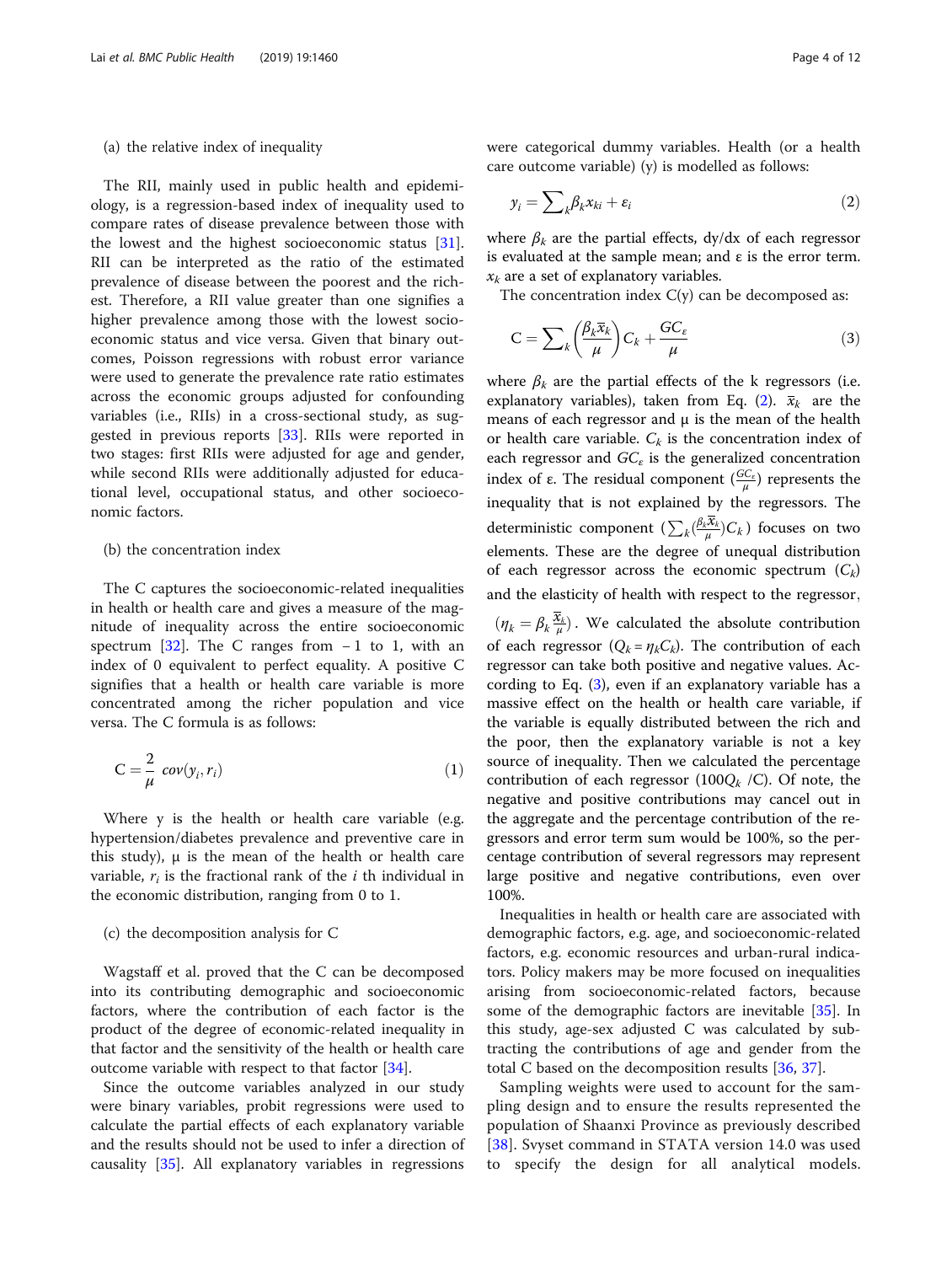(a) the relative index of inequality

The RII, mainly used in public health and epidemiology, is a regression-based index of inequality used to compare rates of disease prevalence between those with the lowest and the highest socioeconomic status [31]. RII can be interpreted as the ratio of the estimated prevalence of disease between the poorest and the richest. Therefore, a RII value greater than one signifies a higher prevalence among those with the lowest socioeconomic status and vice versa. Given that binary outcomes, Poisson regressions with robust error variance were used to generate the prevalence rate ratio estimates across the economic groups adjusted for confounding variables (i.e., RIIs) in a cross-sectional study, as suggested in previous reports [33]. RIIs were reported in two stages: first RIIs were adjusted for age and gender, while second RIIs were additionally adjusted for educational level, occupational status, and other socioeconomic factors.

(b) the concentration index

The C captures the socioeconomic-related inequalities in health or health care and gives a measure of the magnitude of inequality across the entire socioeconomic spectrum [32]. The C ranges from −1 to 1, with an index of 0 equivalent to perfect equality. A positive C signifies that a health or health care variable is more concentrated among the richer population and vice versa. The C formula is as follows:

$$\mathrm{C} = \frac{2}{\mu}\ cov(y_i, r_i) \tag{1}$$

Where y is the health or health care variable (e.g. hypertension/diabetes prevalence and preventive care in this study), μ is the mean of the health or health care variable, $r_i$ is the fractional rank of the $i$ th individual in the economic distribution, ranging from 0 to 1.

(c) the decomposition analysis for C

Wagstaff et al. proved that the C can be decomposed into its contributing demographic and socioeconomic factors, where the contribution of each factor is the product of the degree of economic-related inequality in that factor and the sensitivity of the health or health care outcome variable with respect to that factor [34].

Since the outcome variables analyzed in our study were binary variables, probit regressions were used to calculate the partial effects of each explanatory variable and the results should not be used to infer a direction of causality [35]. All explanatory variables in regressions were categorical dummy variables. Health (or a health care outcome variable) (y) is modelled as follows:

$$y_i = \sum\nolimits_k \beta_k x_{ki} + \varepsilon_i \tag{2}$$

where $\beta_k$ are the partial effects, dy/dx of each regressor is evaluated at the sample mean; and ε is the error term. $x_k$ are a set of explanatory variables.

The concentration index C(y) can be decomposed as:

$$\mathrm{C} = \sum\nolimits_k \left(\frac{\beta_k \overline{x}_k}{\mu}\right) C_k + \frac{GC_\varepsilon}{\mu} \tag{3}$$

where $\beta_k$ are the partial effects of the k regressors (i.e. explanatory variables), taken from Eq. (2). $\overline{x}_k$ are the means of each regressor and μ is the mean of the health or health care variable. $C_k$ is the concentration index of each regressor and $GC_\varepsilon$ is the generalized concentration index of ε. The residual component $\left(\frac{GC_\varepsilon}{\mu}\right)$ represents the inequality that is not explained by the regressors. The deterministic component $\left(\sum_k \left(\frac{\beta_k \overline{x}_k}{\mu}\right) C_k\right)$ focuses on two elements. These are the degree of unequal distribution of each regressor across the economic spectrum ($C_k$) and the elasticity of health with respect to the regressor, $\left(\eta_k = \beta_k \frac{\overline{x}_k}{\mu}\right)$. We calculated the absolute contribution of each regressor ($Q_k = \eta_k C_k$). The contribution of each regressor can take both positive and negative values. According to Eq. (3), even if an explanatory variable has a massive effect on the health or health care variable, if the variable is equally distributed between the rich and the poor, then the explanatory variable is not a key source of inequality. Then we calculated the percentage contribution of each regressor ($100Q_k$ /C). Of note, the negative and positive contributions may cancel out in the aggregate and the percentage contribution of the regressors and error term sum would be 100%, so the percentage contribution of several regressors may represent large positive and negative contributions, even over 100%.

Inequalities in health or health care are associated with demographic factors, e.g. age, and socioeconomic-related factors, e.g. economic resources and urban-rural indicators. Policy makers may be more focused on inequalities arising from socioeconomic-related factors, because some of the demographic factors are inevitable [35]. In this study, age-sex adjusted C was calculated by subtracting the contributions of age and gender from the total C based on the decomposition results [36, 37].

Sampling weights were used to account for the sampling design and to ensure the results represented the population of Shaanxi Province as previously described [38]. Svyset command in STATA version 14.0 was used to specify the design for all analytical models.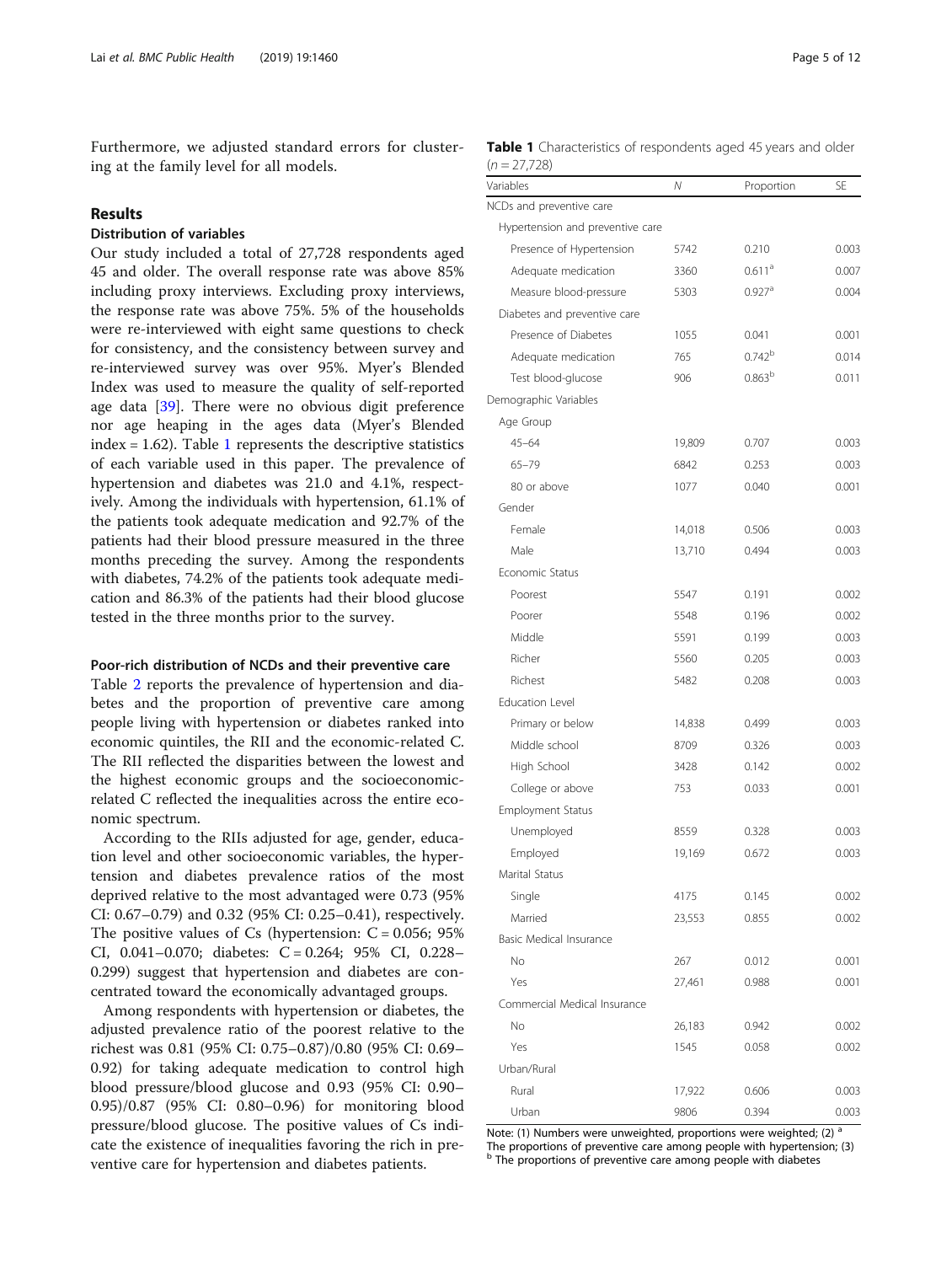Furthermore, we adjusted standard errors for clustering at the family level for all models.

## Results

### Distribution of variables

Our study included a total of 27,728 respondents aged 45 and older. The overall response rate was above 85% including proxy interviews. Excluding proxy interviews, the response rate was above 75%. 5% of the households were re-interviewed with eight same questions to check for consistency, and the consistency between survey and re-interviewed survey was over 95%. Myer's Blended Index was used to measure the quality of self-reported age data [39]. There were no obvious digit preference nor age heaping in the ages data (Myer's Blended index = 1.62). Table 1 represents the descriptive statistics of each variable used in this paper. The prevalence of hypertension and diabetes was 21.0 and 4.1%, respectively. Among the individuals with hypertension, 61.1% of the patients took adequate medication and 92.7% of the patients had their blood pressure measured in the three months preceding the survey. Among the respondents with diabetes, 74.2% of the patients took adequate medication and 86.3% of the patients had their blood glucose tested in the three months prior to the survey.

### Poor-rich distribution of NCDs and their preventive care

Table 2 reports the prevalence of hypertension and diabetes and the proportion of preventive care among people living with hypertension or diabetes ranked into economic quintiles, the RII and the economic-related C. The RII reflected the disparities between the lowest and the highest economic groups and the socioeconomic-related C reflected the inequalities across the entire economic spectrum.

According to the RIIs adjusted for age, gender, education level and other socioeconomic variables, the hypertension and diabetes prevalence ratios of the most deprived relative to the most advantaged were 0.73 (95% CI: 0.67–0.79) and 0.32 (95% CI: 0.25–0.41), respectively. The positive values of Cs (hypertension: C = 0.056; 95% CI, 0.041–0.070; diabetes: C = 0.264; 95% CI, 0.228–0.299) suggest that hypertension and diabetes are concentrated toward the economically advantaged groups.

Among respondents with hypertension or diabetes, the adjusted prevalence ratio of the poorest relative to the richest was 0.81 (95% CI: 0.75–0.87)/0.80 (95% CI: 0.69–0.92) for taking adequate medication to control high blood pressure/blood glucose and 0.93 (95% CI: 0.90–0.95)/0.87 (95% CI: 0.80–0.96) for monitoring blood pressure/blood glucose. The positive values of Cs indicate the existence of inequalities favoring the rich in preventive care for hypertension and diabetes patients.

**Table 1** Characteristics of respondents aged 45 years and older (n = 27,728)

| Variables | N | Proportion | SE |
|---|---|---|---|
| NCDs and preventive care | | | |
| Hypertension and preventive care | | | |
| Presence of Hypertension | 5742 | 0.210 | 0.003 |
| Adequate medication | 3360 | 0.611[a] | 0.007 |
| Measure blood-pressure | 5303 | 0.927[a] | 0.004 |
| Diabetes and preventive care | | | |
| Presence of Diabetes | 1055 | 0.041 | 0.001 |
| Adequate medication | 765 | 0.742[b] | 0.014 |
| Test blood-glucose | 906 | 0.863[b] | 0.011 |
| Demographic Variables | | | |
| Age Group | | | |
| 45–64 | 19,809 | 0.707 | 0.003 |
| 65–79 | 6842 | 0.253 | 0.003 |
| 80 or above | 1077 | 0.040 | 0.001 |
| Gender | | | |
| Female | 14,018 | 0.506 | 0.003 |
| Male | 13,710 | 0.494 | 0.003 |
| Economic Status | | | |
| Poorest | 5547 | 0.191 | 0.002 |
| Poorer | 5548 | 0.196 | 0.002 |
| Middle | 5591 | 0.199 | 0.003 |
| Richer | 5560 | 0.205 | 0.003 |
| Richest | 5482 | 0.208 | 0.003 |
| Education Level | | | |
| Primary or below | 14,838 | 0.499 | 0.003 |
| Middle school | 8709 | 0.326 | 0.003 |
| High School | 3428 | 0.142 | 0.002 |
| College or above | 753 | 0.033 | 0.001 |
| Employment Status | | | |
| Unemployed | 8559 | 0.328 | 0.003 |
| Employed | 19,169 | 0.672 | 0.003 |
| Marital Status | | | |
| Single | 4175 | 0.145 | 0.002 |
| Married | 23,553 | 0.855 | 0.002 |
| Basic Medical Insurance | | | |
| No | 267 | 0.012 | 0.001 |
| Yes | 27,461 | 0.988 | 0.001 |
| Commercial Medical Insurance | | | |
| No | 26,183 | 0.942 | 0.002 |
| Yes | 1545 | 0.058 | 0.002 |
| Urban/Rural | | | |
| Rural | 17,922 | 0.606 | 0.003 |
| Urban | 9806 | 0.394 | 0.003 |

Note: (1) Numbers were unweighted, proportions were weighted; (2) [a] The proportions of preventive care among people with hypertension; (3) [b] The proportions of preventive care among people with diabetes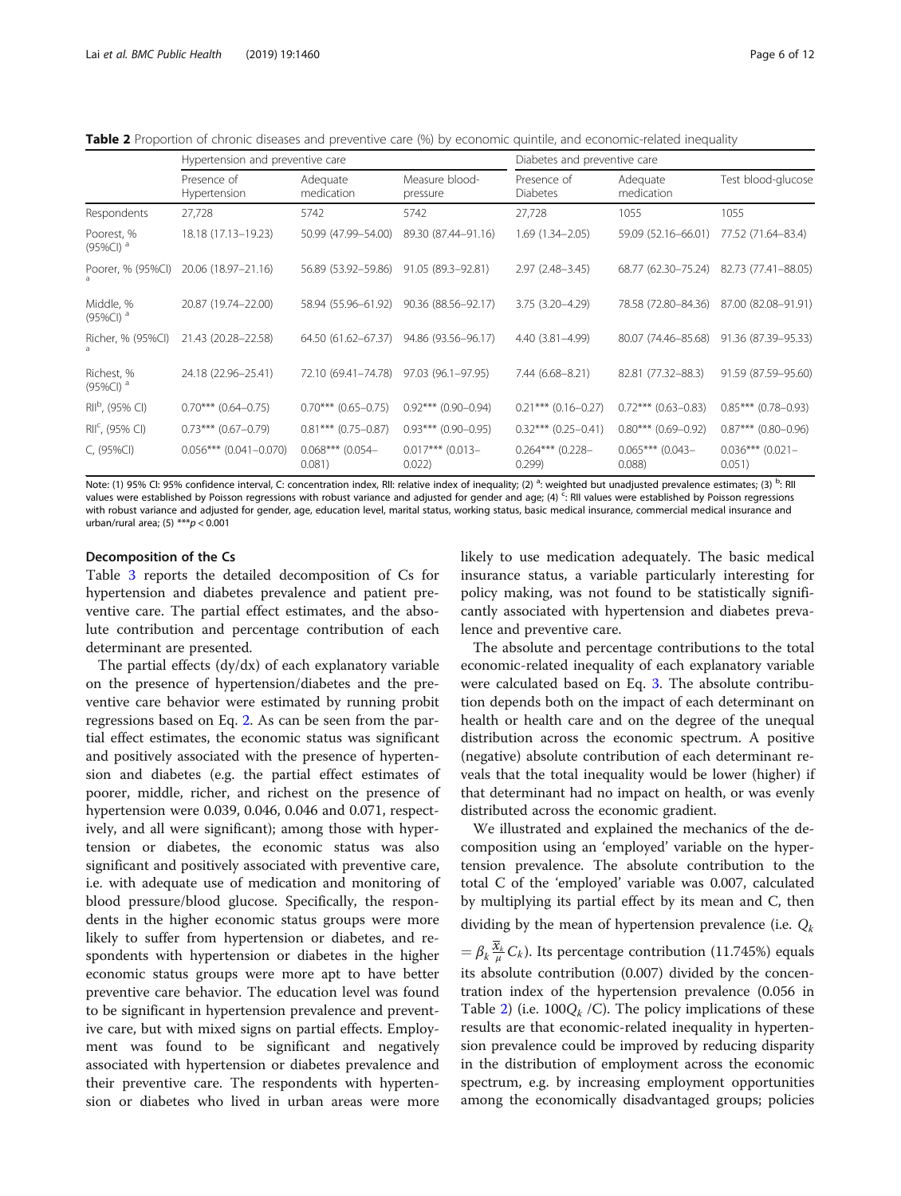**Table 2** Proportion of chronic diseases and preventive care (%) by economic quintile, and economic-related inequality

| | Hypertension and preventive care | | | Diabetes and preventive care | | |
|---|---|---|---|---|---|---|
| | Presence of Hypertension | Adequate medication | Measure blood-pressure | Presence of Diabetes | Adequate medication | Test blood-glucose |
| Respondents | 27,728 | 5742 | 5742 | 27,728 | 1055 | 1055 |
| Poorest, % (95%CI) [a] | 18.18 (17.13–19.23) | 50.99 (47.99–54.00) | 89.30 (87.44–91.16) | 1.69 (1.34–2.05) | 59.09 (52.16–66.01) | 77.52 (71.64–83.4) |
| Poorer, % (95%CI) [a] | 20.06 (18.97–21.16) | 56.89 (53.92–59.86) | 91.05 (89.3–92.81) | 2.97 (2.48–3.45) | 68.77 (62.30–75.24) | 82.73 (77.41–88.05) |
| Middle, % (95%CI) [a] | 20.87 (19.74–22.00) | 58.94 (55.96–61.92) | 90.36 (88.56–92.17) | 3.75 (3.20–4.29) | 78.58 (72.80–84.36) | 87.00 (82.08–91.91) |
| Richer, % (95%CI) [a] | 21.43 (20.28–22.58) | 64.50 (61.62–67.37) | 94.86 (93.56–96.17) | 4.40 (3.81–4.99) | 80.07 (74.46–85.68) | 91.36 (87.39–95.33) |
| Richest, % (95%CI) [a] | 24.18 (22.96–25.41) | 72.10 (69.41–74.78) | 97.03 (96.1–97.95) | 7.44 (6.68–8.21) | 82.81 (77.32–88.3) | 91.59 (87.59–95.60) |
| RII[b], (95% CI) | 0.70*** (0.64–0.75) | 0.70*** (0.65–0.75) | 0.92*** (0.90–0.94) | 0.21*** (0.16–0.27) | 0.72*** (0.63–0.83) | 0.85*** (0.78–0.93) |
| RII[c], (95% CI) | 0.73*** (0.67–0.79) | 0.81*** (0.75–0.87) | 0.93*** (0.90–0.95) | 0.32*** (0.25–0.41) | 0.80*** (0.69–0.92) | 0.87*** (0.80–0.96) |
| C, (95%CI) | 0.056*** (0.041–0.070) | 0.068*** (0.054–0.081) | 0.017*** (0.013–0.022) | 0.264*** (0.228–0.299) | 0.065*** (0.043–0.088) | 0.036*** (0.021–0.051) |

Note: (1) 95% CI: 95% confidence interval, C: concentration index, RII: relative index of inequality; (2) [a]: weighted but unadjusted prevalence estimates; (3) [b]: RII values were established by Poisson regressions with robust variance and adjusted for gender and age; (4) [c]: RII values were established by Poisson regressions with robust variance and adjusted for gender, age, education level, marital status, working status, basic medical insurance, commercial medical insurance and urban/rural area; (5) ***$p < 0.001$

### Decomposition of the Cs

Table 3 reports the detailed decomposition of Cs for hypertension and diabetes prevalence and patient preventive care. The partial effect estimates, and the absolute contribution and percentage contribution of each determinant are presented.

The partial effects (dy/dx) of each explanatory variable on the presence of hypertension/diabetes and the preventive care behavior were estimated by running probit regressions based on Eq. 2. As can be seen from the partial effect estimates, the economic status was significant and positively associated with the presence of hypertension and diabetes (e.g. the partial effect estimates of poorer, middle, richer, and richest on the presence of hypertension were 0.039, 0.046, 0.046 and 0.071, respectively, and all were significant); among those with hypertension or diabetes, the economic status was also significant and positively associated with preventive care, i.e. with adequate use of medication and monitoring of blood pressure/blood glucose. Specifically, the respondents in the higher economic status groups were more likely to suffer from hypertension or diabetes, and respondents with hypertension or diabetes in the higher economic status groups were more apt to have better preventive care behavior. The education level was found to be significant in hypertension prevalence and preventive care, but with mixed signs on partial effects. Employment was found to be significant and negatively associated with hypertension or diabetes prevalence and their preventive care. The respondents with hypertension or diabetes who lived in urban areas were more likely to use medication adequately. The basic medical insurance status, a variable particularly interesting for policy making, was not found to be statistically significantly associated with hypertension and diabetes prevalence and preventive care.

The absolute and percentage contributions to the total economic-related inequality of each explanatory variable were calculated based on Eq. 3. The absolute contribution depends both on the impact of each determinant on health or health care and on the degree of the unequal distribution across the economic spectrum. A positive (negative) absolute contribution of each determinant reveals that the total inequality would be lower (higher) if that determinant had no impact on health, or was evenly distributed across the economic gradient.

We illustrated and explained the mechanics of the decomposition using an 'employed' variable on the hypertension prevalence. The absolute contribution to the total C of the 'employed' variable was 0.007, calculated by multiplying its partial effect by its mean and C, then dividing by the mean of hypertension prevalence (i.e. $Q_k = \beta_k \frac{\overline{x}_k}{\mu} C_k$). Its percentage contribution (11.745%) equals its absolute contribution (0.007) divided by the concentration index of the hypertension prevalence (0.056 in Table 2) (i.e. $100Q_k /C$). The policy implications of these results are that economic-related inequality in hypertension prevalence could be improved by reducing disparity in the distribution of employment across the economic spectrum, e.g. by increasing employment opportunities among the economically disadvantaged groups; policies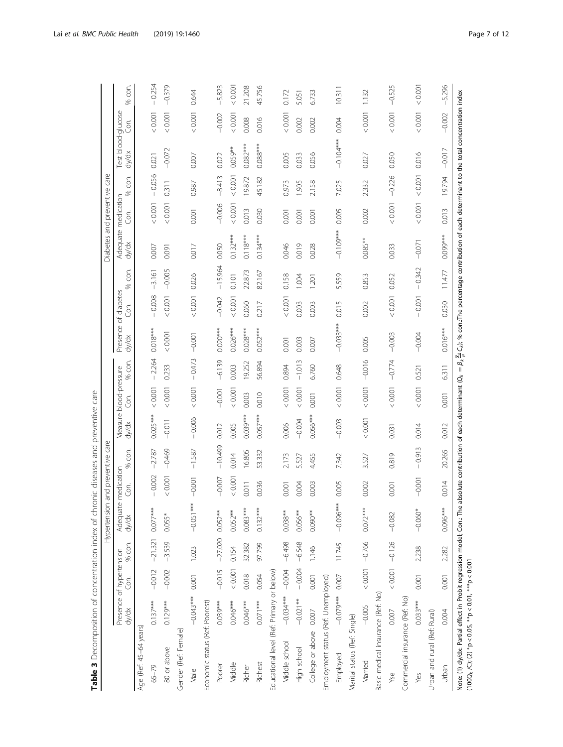**Table 3** Decomposition of concentration index of chronic diseases and preventive care

| | Hypertension and preventive care | | | | | | | | | Diabetes and preventive care | | | | | | | | |
|---|---|---|---|---|---|---|---|---|---|---|---|---|---|---|---|---|---|---|
| | Presence of hypertension | | | Adequate medication | | | Measure blood-pressure | | | Presence of diabetes | | | Adequate medication | | | Test blood-glucose | | |
| | dy/dx | Con. | % con. | dy/dx | Con. | % con. | dy/dx | Con. | % con. | dy/dx | Con. | % con. | dy/dx | Con. | % con. | dy/dx | Con. | % con. |
| Age (Ref: 45–64 years) | | | | | | | | | | | | | | | | | | |
| 65–79 | 0.137*** | −0.012 | −21.321 | 0.077*** | −0.002 | −2.787 | 0.025*** | < 0.001 | − 2.264 | 0.018*** | −0.008 | −3.161 | 0.007 | < 0.001 | − 0.056 | 0.021 | < 0.001 | − 0.254 |
| 80 or above | 0.129*** | −0.002 | −3.539 | 0.055* | < 0.001 | −0.469 | −0.011 | < 0.001 | 0.233 | < 0.001 | < 0.001 | −0.005 | 0.091 | < 0.001 | 0.311 | −0.072 | < 0.001 | −0.379 |
| Gender (Ref: Female) | | | | | | | | | | | | | | | | | | |
| Male | −0.043*** | 0.001 | 1.023 | −0.051*** | −0.001 | −1.587 | − 0.006 | < 0.001 | − 0.473 | −0.001 | < 0.001 | 0.026 | 0.017 | 0.001 | 0.987 | 0.007 | < 0.001 | 0.644 |
| Economic status (Ref: Poorest) | | | | | | | | | | | | | | | | | | |
| Poorer | 0.039*** | −0.015 | −27.020 | 0.052** | −0.007 | −10.499 | 0.012 | −0.001 | −6.139 | 0.020*** | −0.042 | −15.964 | 0.050 | −0.006 | −8.413 | 0.022 | −0.002 | −5.823 |
| Middle | 0.046*** | < 0.001 | 0.154 | 0.052** | < 0.001 | 0.014 | 0.005 | < 0.001 | 0.003 | 0.026*** | < 0.001 | 0.101 | 0.132*** | < 0.001 | < 0.001 | 0.059** | < 0.001 | < 0.001 |
| Richer | 0.046*** | 0.018 | 32.382 | 0.083*** | 0.011 | 16.805 | 0.039*** | 0.003 | 19.252 | 0.028*** | 0.060 | 22.873 | 0.118*** | 0.013 | 19.872 | 0.082*** | 0.008 | 21.208 |
| Richest | 0.071*** | 0.054 | 97.799 | 0.132*** | 0.036 | 53.332 | 0.057*** | 0.010 | 56.894 | 0.052*** | 0.217 | 82.167 | 0.134*** | 0.030 | 45.182 | 0.088*** | 0.016 | 45.756 |
| Educational level (Ref: Primary or below) | | | | | | | | | | | | | | | | | | |
| Middle school | −0.034*** | −0.004 | −6.498 | 0.038** | 0.001 | 2.173 | 0.006 | < 0.001 | 0.894 | 0.001 | < 0.001 | 0.158 | 0.046 | 0.001 | 0.973 | 0.005 | < 0.001 | 0.172 |
| High school | −0.021** | − 0.004 | −6.548 | 0.056** | 0.004 | 5.527 | −0.004 | < 0.001 | −1.013 | 0.003 | 0.003 | 1.004 | 0.019 | 0.001 | 1.905 | 0.033 | 0.002 | 5.051 |
| College or above | 0.007 | 0.001 | 1.146 | 0.090** | 0.003 | 4.455 | 0.056*** | 0.001 | 6.760 | 0.007 | 0.003 | 1.201 | 0.028 | 0.001 | 2.158 | 0.056 | 0.002 | 6.733 |
| Employment status (Ref: Unemployed) | | | | | | | | | | | | | | | | | | |
| Employed | −0.079*** | 0.007 | 11.745 | −0.096*** | 0.005 | 7.342 | −0.003 | < 0.001 | 0.648 | −0.033*** | 0.015 | 5.559 | −0.109*** | 0.005 | 7.025 | −0.104*** | 0.004 | 10.311 |
| Marital status (Ref: Single) | | | | | | | | | | | | | | | | | | |
| Married | −0.005 | < 0.001 | −0.766 | 0.072*** | 0.002 | 3.527 | < 0.001 | < 0.001 | −0.016 | 0.005 | 0.002 | 0.853 | 0.085** | 0.002 | 2.332 | 0.027 | < 0.001 | 1.132 |
| Basic medical insurance (Ref: No) | | | | | | | | | | | | | | | | | | |
| Yse | 0.007 | < 0.001 | −0.126 | −0.082 | 0.001 | 0.819 | 0.031 | < 0.001 | −0.774 | −0.003 | < 0.001 | 0.052 | 0.033 | < 0.001 | −0.226 | 0.050 | < 0.001 | −0.525 |
| Commercial insurance (Ref: No) | | | | | | | | | | | | | | | | | | |
| Yes | 0.033*** | 0.001 | 2.238 | −0.060* | −0.001 | − 0.913 | 0.014 | < 0.001 | 0.521 | −0.004 | − 0.001 | − 0.342 | −0.071 | < 0.001 | < 0.001 | 0.016 | < 0.001 | < 0.001 |
| Urban and rural (Ref: Rural) | | | | | | | | | | | | | | | | | | |
| Urban | 0.004 | 0.001 | 2.282 | 0.096*** | 0.014 | 20.265 | 0.012 | 0.001 | 6.311 | 0.016*** | 0.030 | 11.477 | 0.099*** | 0.013 | 19.794 | −0.017 | −0.002 | −5.296 |

Note: (1) dy/dx: Partial effect in Probit regression model; Con.: The absolute contribution of each determinant ($Q_k = \beta_k \frac{\bar{x}_k}{\mu} C_k$); % con.:The percentage contribution of each determinant to the total concentration index ($100Q_k / C$); (2) *p < 0.05, **p < 0.01, ***p < 0.001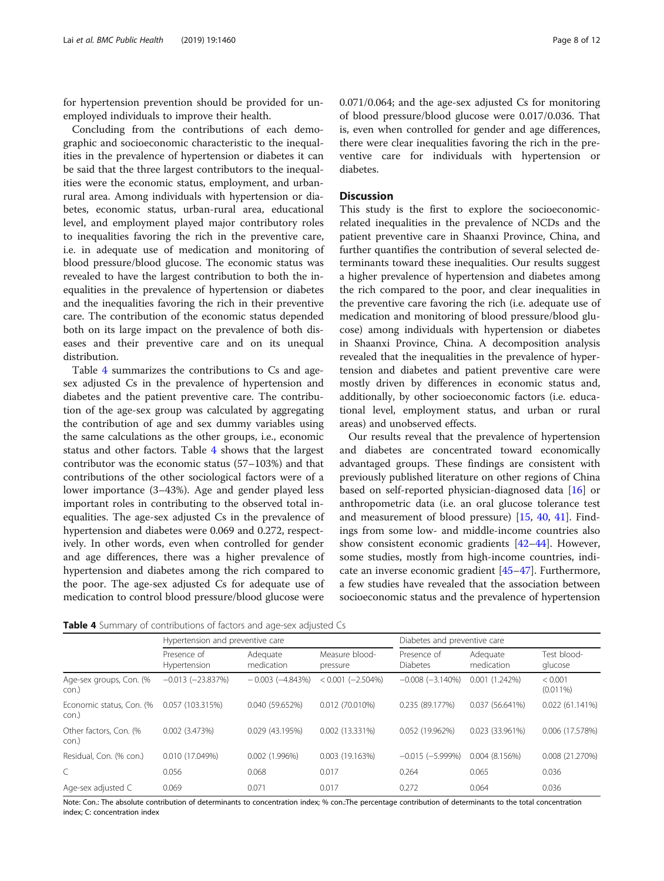for hypertension prevention should be provided for unemployed individuals to improve their health.

Concluding from the contributions of each demographic and socioeconomic characteristic to the inequalities in the prevalence of hypertension or diabetes it can be said that the three largest contributors to the inequalities were the economic status, employment, and urban-rural area. Among individuals with hypertension or diabetes, economic status, urban-rural area, educational level, and employment played major contributory roles to inequalities favoring the rich in the preventive care, i.e. in adequate use of medication and monitoring of blood pressure/blood glucose. The economic status was revealed to have the largest contribution to both the inequalities in the prevalence of hypertension or diabetes and the inequalities favoring the rich in their preventive care. The contribution of the economic status depended both on its large impact on the prevalence of both diseases and their preventive care and on its unequal distribution.

Table 4 summarizes the contributions to Cs and age-sex adjusted Cs in the prevalence of hypertension and diabetes and the patient preventive care. The contribution of the age-sex group was calculated by aggregating the contribution of age and sex dummy variables using the same calculations as the other groups, i.e., economic status and other factors. Table 4 shows that the largest contributor was the economic status (57–103%) and that contributions of the other sociological factors were of a lower importance (3–43%). Age and gender played less important roles in contributing to the observed total inequalities. The age-sex adjusted Cs in the prevalence of hypertension and diabetes were 0.069 and 0.272, respectively. In other words, even when controlled for gender and age differences, there was a higher prevalence of hypertension and diabetes among the rich compared to the poor. The age-sex adjusted Cs for adequate use of medication to control blood pressure/blood glucose were 0.071/0.064; and the age-sex adjusted Cs for monitoring of blood pressure/blood glucose were 0.017/0.036. That is, even when controlled for gender and age differences, there were clear inequalities favoring the rich in the preventive care for individuals with hypertension or diabetes.

## Discussion

This study is the first to explore the socioeconomic-related inequalities in the prevalence of NCDs and the patient preventive care in Shaanxi Province, China, and further quantifies the contribution of several selected determinants toward these inequalities. Our results suggest a higher prevalence of hypertension and diabetes among the rich compared to the poor, and clear inequalities in the preventive care favoring the rich (i.e. adequate use of medication and monitoring of blood pressure/blood glucose) among individuals with hypertension or diabetes in Shaanxi Province, China. A decomposition analysis revealed that the inequalities in the prevalence of hypertension and diabetes and patient preventive care were mostly driven by differences in economic status and, additionally, by other socioeconomic factors (i.e. educational level, employment status, and urban or rural areas) and unobserved effects.

Our results reveal that the prevalence of hypertension and diabetes are concentrated toward economically advantaged groups. These findings are consistent with previously published literature on other regions of China based on self-reported physician-diagnosed data [16] or anthropometric data (i.e. an oral glucose tolerance test and measurement of blood pressure) [15, 40, 41]. Findings from some low- and middle-income countries also show consistent economic gradients [42–44]. However, some studies, mostly from high-income countries, indicate an inverse economic gradient [45–47]. Furthermore, a few studies have revealed that the association between socioeconomic status and the prevalence of hypertension

**Table 4** Summary of contributions of factors and age-sex adjusted Cs

| | Hypertension and preventive care | | | Diabetes and preventive care | | |
|---|---|---|---|---|---|---|
| | Presence of Hypertension | Adequate medication | Measure blood-pressure | Presence of Diabetes | Adequate medication | Test blood-glucose |
| Age-sex groups, Con. (% con.) | −0.013 (−23.837%) | − 0.003 (−4.843%) | < 0.001 (−2.504%) | −0.008 (−3.140%) | 0.001 (1.242%) | < 0.001 (0.011%) |
| Economic status, Con. (% con.) | 0.057 (103.315%) | 0.040 (59.652%) | 0.012 (70.010%) | 0.235 (89.177%) | 0.037 (56.641%) | 0.022 (61.141%) |
| Other factors, Con. (% con.) | 0.002 (3.473%) | 0.029 (43.195%) | 0.002 (13.331%) | 0.052 (19.962%) | 0.023 (33.961%) | 0.006 (17.578%) |
| Residual, Con. (% con.) | 0.010 (17.049%) | 0.002 (1.996%) | 0.003 (19.163%) | −0.015 (−5.999%) | 0.004 (8.156%) | 0.008 (21.270%) |
| C | 0.056 | 0.068 | 0.017 | 0.264 | 0.065 | 0.036 |
| Age-sex adjusted C | 0.069 | 0.071 | 0.017 | 0.272 | 0.064 | 0.036 |

Note: Con.: The absolute contribution of determinants to concentration index; % con.:The percentage contribution of determinants to the total concentration index; C: concentration index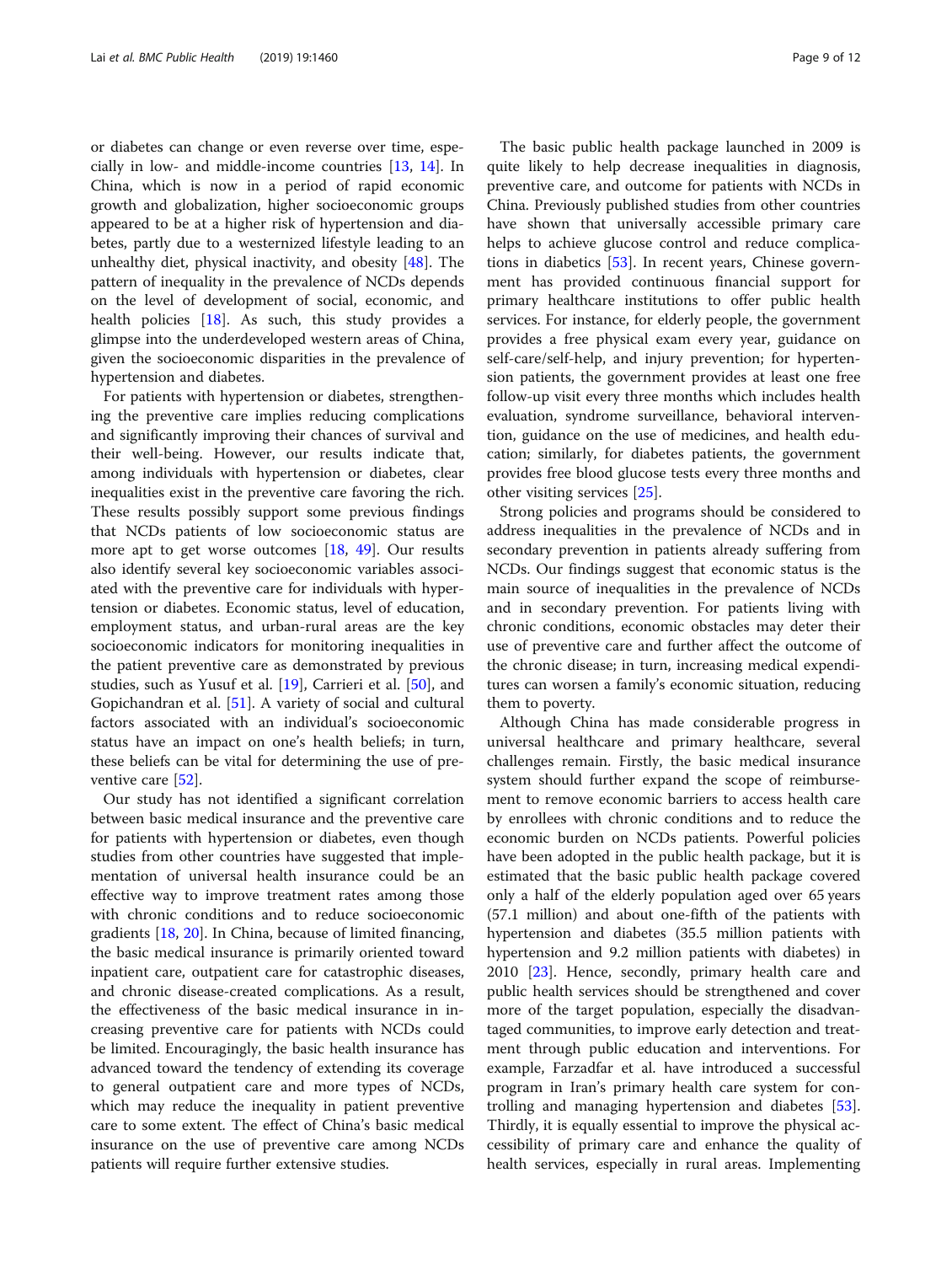or diabetes can change or even reverse over time, especially in low- and middle-income countries [13, 14]. In China, which is now in a period of rapid economic growth and globalization, higher socioeconomic groups appeared to be at a higher risk of hypertension and diabetes, partly due to a westernized lifestyle leading to an unhealthy diet, physical inactivity, and obesity [48]. The pattern of inequality in the prevalence of NCDs depends on the level of development of social, economic, and health policies [18]. As such, this study provides a glimpse into the underdeveloped western areas of China, given the socioeconomic disparities in the prevalence of hypertension and diabetes.

For patients with hypertension or diabetes, strengthening the preventive care implies reducing complications and significantly improving their chances of survival and their well-being. However, our results indicate that, among individuals with hypertension or diabetes, clear inequalities exist in the preventive care favoring the rich. These results possibly support some previous findings that NCDs patients of low socioeconomic status are more apt to get worse outcomes [18, 49]. Our results also identify several key socioeconomic variables associated with the preventive care for individuals with hypertension or diabetes. Economic status, level of education, employment status, and urban-rural areas are the key socioeconomic indicators for monitoring inequalities in the patient preventive care as demonstrated by previous studies, such as Yusuf et al. [19], Carrieri et al. [50], and Gopichandran et al. [51]. A variety of social and cultural factors associated with an individual's socioeconomic status have an impact on one's health beliefs; in turn, these beliefs can be vital for determining the use of preventive care [52].

Our study has not identified a significant correlation between basic medical insurance and the preventive care for patients with hypertension or diabetes, even though studies from other countries have suggested that implementation of universal health insurance could be an effective way to improve treatment rates among those with chronic conditions and to reduce socioeconomic gradients [18, 20]. In China, because of limited financing, the basic medical insurance is primarily oriented toward inpatient care, outpatient care for catastrophic diseases, and chronic disease-created complications. As a result, the effectiveness of the basic medical insurance in increasing preventive care for patients with NCDs could be limited. Encouragingly, the basic health insurance has advanced toward the tendency of extending its coverage to general outpatient care and more types of NCDs, which may reduce the inequality in patient preventive care to some extent. The effect of China's basic medical insurance on the use of preventive care among NCDs patients will require further extensive studies.

The basic public health package launched in 2009 is quite likely to help decrease inequalities in diagnosis, preventive care, and outcome for patients with NCDs in China. Previously published studies from other countries have shown that universally accessible primary care helps to achieve glucose control and reduce complications in diabetics [53]. In recent years, Chinese government has provided continuous financial support for primary healthcare institutions to offer public health services. For instance, for elderly people, the government provides a free physical exam every year, guidance on self-care/self-help, and injury prevention; for hypertension patients, the government provides at least one free follow-up visit every three months which includes health evaluation, syndrome surveillance, behavioral intervention, guidance on the use of medicines, and health education; similarly, for diabetes patients, the government provides free blood glucose tests every three months and other visiting services [25].

Strong policies and programs should be considered to address inequalities in the prevalence of NCDs and in secondary prevention in patients already suffering from NCDs. Our findings suggest that economic status is the main source of inequalities in the prevalence of NCDs and in secondary prevention. For patients living with chronic conditions, economic obstacles may deter their use of preventive care and further affect the outcome of the chronic disease; in turn, increasing medical expenditures can worsen a family's economic situation, reducing them to poverty.

Although China has made considerable progress in universal healthcare and primary healthcare, several challenges remain. Firstly, the basic medical insurance system should further expand the scope of reimbursement to remove economic barriers to access health care by enrollees with chronic conditions and to reduce the economic burden on NCDs patients. Powerful policies have been adopted in the public health package, but it is estimated that the basic public health package covered only a half of the elderly population aged over 65 years (57.1 million) and about one-fifth of the patients with hypertension and diabetes (35.5 million patients with hypertension and 9.2 million patients with diabetes) in 2010 [23]. Hence, secondly, primary health care and public health services should be strengthened and cover more of the target population, especially the disadvantaged communities, to improve early detection and treatment through public education and interventions. For example, Farzadfar et al. have introduced a successful program in Iran's primary health care system for controlling and managing hypertension and diabetes [53]. Thirdly, it is equally essential to improve the physical accessibility of primary care and enhance the quality of health services, especially in rural areas. Implementing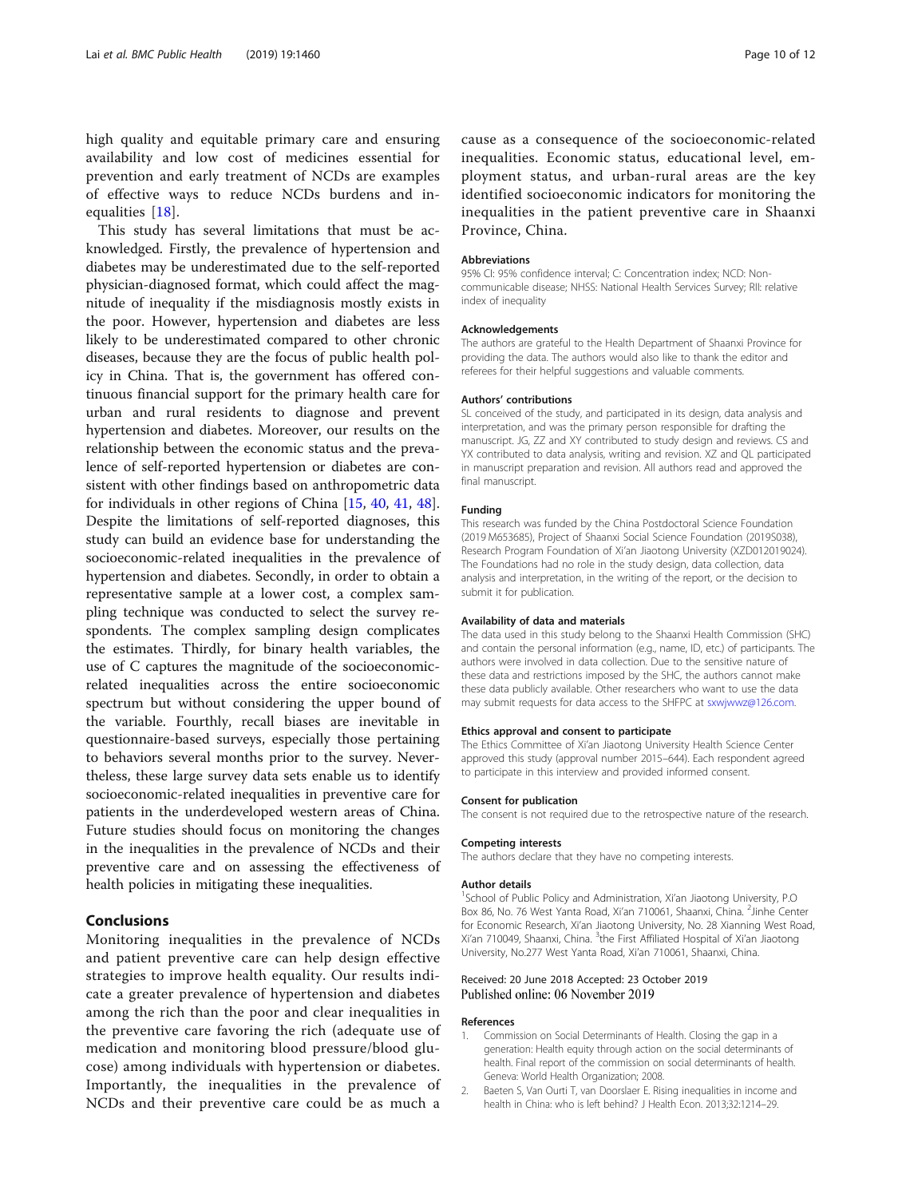high quality and equitable primary care and ensuring availability and low cost of medicines essential for prevention and early treatment of NCDs are examples of effective ways to reduce NCDs burdens and inequalities [18].

This study has several limitations that must be acknowledged. Firstly, the prevalence of hypertension and diabetes may be underestimated due to the self-reported physician-diagnosed format, which could affect the magnitude of inequality if the misdiagnosis mostly exists in the poor. However, hypertension and diabetes are less likely to be underestimated compared to other chronic diseases, because they are the focus of public health policy in China. That is, the government has offered continuous financial support for the primary health care for urban and rural residents to diagnose and prevent hypertension and diabetes. Moreover, our results on the relationship between the economic status and the prevalence of self-reported hypertension or diabetes are consistent with other findings based on anthropometric data for individuals in other regions of China [15, 40, 41, 48]. Despite the limitations of self-reported diagnoses, this study can build an evidence base for understanding the socioeconomic-related inequalities in the prevalence of hypertension and diabetes. Secondly, in order to obtain a representative sample at a lower cost, a complex sampling technique was conducted to select the survey respondents. The complex sampling design complicates the estimates. Thirdly, for binary health variables, the use of C captures the magnitude of the socioeconomic-related inequalities across the entire socioeconomic spectrum but without considering the upper bound of the variable. Fourthly, recall biases are inevitable in questionnaire-based surveys, especially those pertaining to behaviors several months prior to the survey. Nevertheless, these large survey data sets enable us to identify socioeconomic-related inequalities in preventive care for patients in the underdeveloped western areas of China. Future studies should focus on monitoring the changes in the inequalities in the prevalence of NCDs and their preventive care and on assessing the effectiveness of health policies in mitigating these inequalities.

## Conclusions

Monitoring inequalities in the prevalence of NCDs and patient preventive care can help design effective strategies to improve health equality. Our results indicate a greater prevalence of hypertension and diabetes among the rich than the poor and clear inequalities in the preventive care favoring the rich (adequate use of medication and monitoring blood pressure/blood glucose) among individuals with hypertension or diabetes. Importantly, the inequalities in the prevalence of NCDs and their preventive care could be as much a cause as a consequence of the socioeconomic-related inequalities. Economic status, educational level, employment status, and urban-rural areas are the key identified socioeconomic indicators for monitoring the inequalities in the patient preventive care in Shaanxi Province, China.

#### Abbreviations

95% CI: 95% confidence interval; C: Concentration index; NCD: Non-communicable disease; NHSS: National Health Services Survey; RII: relative index of inequality

#### Acknowledgements

The authors are grateful to the Health Department of Shaanxi Province for providing the data. The authors would also like to thank the editor and referees for their helpful suggestions and valuable comments.

#### Authors' contributions

SL conceived of the study, and participated in its design, data analysis and interpretation, and was the primary person responsible for drafting the manuscript. JG, ZZ and XY contributed to study design and reviews. CS and YX contributed to data analysis, writing and revision. XZ and QL participated in manuscript preparation and revision. All authors read and approved the final manuscript.

#### Funding

This research was funded by the China Postdoctoral Science Foundation (2019 M653685), Project of Shaanxi Social Science Foundation (2019S038), Research Program Foundation of Xi'an Jiaotong University (XZD012019024). The Foundations had no role in the study design, data collection, data analysis and interpretation, in the writing of the report, or the decision to submit it for publication.

#### Availability of data and materials

The data used in this study belong to the Shaanxi Health Commission (SHC) and contain the personal information (e.g., name, ID, etc.) of participants. The authors were involved in data collection. Due to the sensitive nature of these data and restrictions imposed by the SHC, the authors cannot make these data publicly available. Other researchers who want to use the data may submit requests for data access to the SHFPC at sxwjwwz@126.com.

#### Ethics approval and consent to participate

The Ethics Committee of Xi'an Jiaotong University Health Science Center approved this study (approval number 2015–644). Each respondent agreed to participate in this interview and provided informed consent.

#### Consent for publication

The consent is not required due to the retrospective nature of the research.

#### Competing interests

The authors declare that they have no competing interests.

#### Author details

[1]School of Public Policy and Administration, Xi'an Jiaotong University, P.O Box 86, No. 76 West Yanta Road, Xi'an 710061, Shaanxi, China. [2]Jinhe Center for Economic Research, Xi'an Jiaotong University, No. 28 Xianning West Road, Xi'an 710049, Shaanxi, China. [3]the First Affiliated Hospital of Xi'an Jiaotong University, No.277 West Yanta Road, Xi'an 710061, Shaanxi, China.

Received: 20 June 2018 Accepted: 23 October 2019
Published online: 06 November 2019

#### References

1. Commission on Social Determinants of Health. Closing the gap in a generation: Health equity through action on the social determinants of health. Final report of the commission on social determinants of health. Geneva: World Health Organization; 2008.
2. Baeten S, Van Ourti T, van Doorslaer E. Rising inequalities in income and health in China: who is left behind? J Health Econ. 2013;32:1214–29.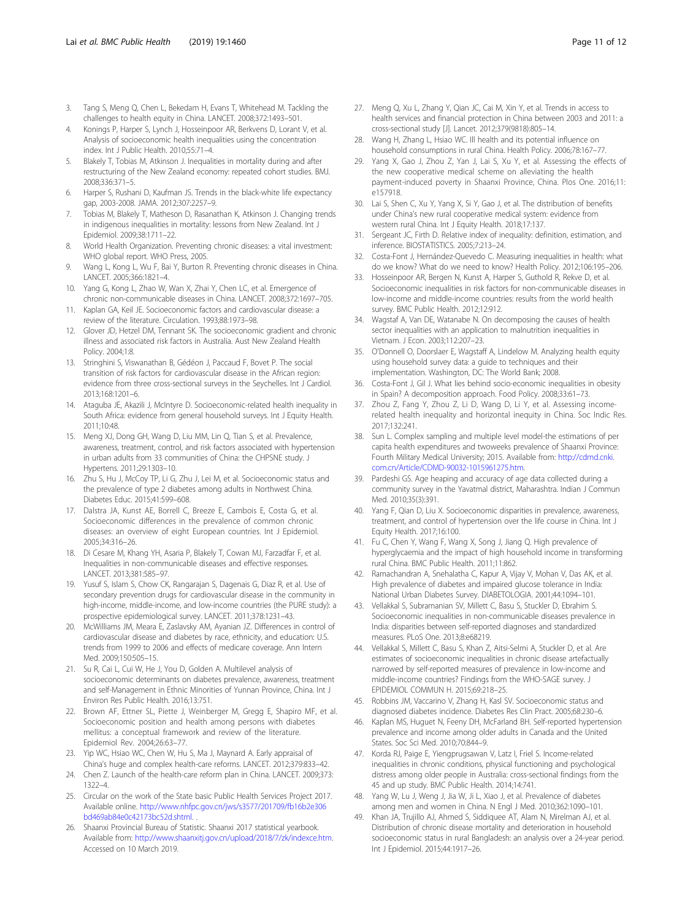3. Tang S, Meng Q, Chen L, Bekedam H, Evans T, Whitehead M. Tackling the challenges to health equity in China. LANCET. 2008;372:1493–501.
4. Konings P, Harper S, Lynch J, Hosseinpoor AR, Berkvens D, Lorant V, et al. Analysis of socioeconomic health inequalities using the concentration index. Int J Public Health. 2010;55:71–4.
5. Blakely T, Tobias M, Atkinson J. Inequalities in mortality during and after restructuring of the New Zealand economy: repeated cohort studies. BMJ. 2008;336:371–5.
6. Harper S, Rushani D, Kaufman JS. Trends in the black-white life expectancy gap, 2003-2008. JAMA. 2012;307:2257–9.
7. Tobias M, Blakely T, Matheson D, Rasanathan K, Atkinson J. Changing trends in indigenous inequalities in mortality: lessons from New Zealand. Int J Epidemiol. 2009;38:1711–22.
8. World Health Organization. Preventing chronic diseases: a vital investment: WHO global report. WHO Press, 2005.
9. Wang L, Kong L, Wu F, Bai Y, Burton R. Preventing chronic diseases in China. LANCET. 2005;366:1821–4.
10. Yang G, Kong L, Zhao W, Wan X, Zhai Y, Chen LC, et al. Emergence of chronic non-communicable diseases in China. LANCET. 2008;372:1697–705.
11. Kaplan GA, Keil JE. Socioeconomic factors and cardiovascular disease: a review of the literature. Circulation. 1993;88:1973–98.
12. Glover JD, Hetzel DM, Tennant SK. The socioeconomic gradient and chronic illness and associated risk factors in Australia. Aust New Zealand Health Policy. 2004;1:8.
13. Stringhini S, Viswanathan B, Gédéon J, Paccaud F, Bovet P. The social transition of risk factors for cardiovascular disease in the African region: evidence from three cross-sectional surveys in the Seychelles. Int J Cardiol. 2013;168:1201–6.
14. Ataguba JE, Akazili J, McIntyre D. Socioeconomic-related health inequality in South Africa: evidence from general household surveys. Int J Equity Health. 2011;10:48.
15. Meng XJ, Dong GH, Wang D, Liu MM, Lin Q, Tian S, et al. Prevalence, awareness, treatment, control, and risk factors associated with hypertension in urban adults from 33 communities of China: the CHPSNE study. J Hypertens. 2011;29:1303–10.
16. Zhu S, Hu J, McCoy TP, Li G, Zhu J, Lei M, et al. Socioeconomic status and the prevalence of type 2 diabetes among adults in Northwest China. Diabetes Educ. 2015;41:599–608.
17. Dalstra JA, Kunst AE, Borrell C, Breeze E, Cambois E, Costa G, et al. Socioeconomic differences in the prevalence of common chronic diseases: an overview of eight European countries. Int J Epidemiol. 2005;34:316–26.
18. Di Cesare M, Khang YH, Asaria P, Blakely T, Cowan MJ, Farzadfar F, et al. Inequalities in non-communicable diseases and effective responses. LANCET. 2013;381:585–97.
19. Yusuf S, Islam S, Chow CK, Rangarajan S, Dagenais G, Diaz R, et al. Use of secondary prevention drugs for cardiovascular disease in the community in high-income, middle-income, and low-income countries (the PURE study): a prospective epidemiological survey. LANCET. 2011;378:1231–43.
20. McWilliams JM, Meara E, Zaslavsky AM, Ayanian JZ. Differences in control of cardiovascular disease and diabetes by race, ethnicity, and education: U.S. trends from 1999 to 2006 and effects of medicare coverage. Ann Intern Med. 2009;150:505–15.
21. Su R, Cai L, Cui W, He J, You D, Golden A. Multilevel analysis of socioeconomic determinants on diabetes prevalence, awareness, treatment and self-Management in Ethnic Minorities of Yunnan Province, China. Int J Environ Res Public Health. 2016;13:751.
22. Brown AF, Ettner SL, Piette J, Weinberger M, Gregg E, Shapiro MF, et al. Socioeconomic position and health among persons with diabetes mellitus: a conceptual framework and review of the literature. Epidemiol Rev. 2004;26:63–77.
23. Yip WC, Hsiao WC, Chen W, Hu S, Ma J, Maynard A. Early appraisal of China's huge and complex health-care reforms. LANCET. 2012;379:833–42.
24. Chen Z. Launch of the health-care reform plan in China. LANCET. 2009;373:1322–4.
25. Circular on the work of the State basic Public Health Services Project 2017. Available online. http://www.nhfpc.gov.cn/jws/s3577/201709/fb16b2e306bd469ab84e0c42173bc52d.shtml. .
26. Shaanxi Provincial Bureau of Statistic. Shaanxi 2017 statistical yearbook. Available from: http://www.shaanxitj.gov.cn/upload/2018/7/zk/indexce.htm. Accessed on 10 March 2019.
27. Meng Q, Xu L, Zhang Y, Qian JC, Cai M, Xin Y, et al. Trends in access to health services and financial protection in China between 2003 and 2011: a cross-sectional study [J]. Lancet. 2012;379(9818):805–14.
28. Wang H, Zhang L, Hsiao WC. Ill health and its potential influence on household consumptions in rural China. Health Policy. 2006;78:167–77.
29. Yang X, Gao J, Zhou Z, Yan J, Lai S, Xu Y, et al. Assessing the effects of the new cooperative medical scheme on alleviating the health payment-induced poverty in Shaanxi Province, China. Plos One. 2016;11:e157918.
30. Lai S, Shen C, Xu Y, Yang X, Si Y, Gao J, et al. The distribution of benefits under China's new rural cooperative medical system: evidence from western rural China. Int J Equity Health. 2018;17:137.
31. Sergeant JC, Firth D. Relative index of inequality: definition, estimation, and inference. BIOSTATISTICS. 2005;7:213–24.
32. Costa-Font J, Hernández-Quevedo C. Measuring inequalities in health: what do we know? What do we need to know? Health Policy. 2012;106:195–206.
33. Hosseinpoor AR, Bergen N, Kunst A, Harper S, Guthold R, Rekve D, et al. Socioeconomic inequalities in risk factors for non-communicable diseases in low-income and middle-income countries: results from the world health survey. BMC Public Health. 2012;12:912.
34. Wagstaf A, Van DE, Watanabe N. On decomposing the causes of health sector inequalities with an application to malnutrition inequalities in Vietnam. J Econ. 2003;112:207–23.
35. O'Donnell O, Doorslaer E, Wagstaff A, Lindelow M. Analyzing health equity using household survey data: a guide to techniques and their implementation. Washington, DC: The World Bank; 2008.
36. Costa-Font J, Gil J. What lies behind socio-economic inequalities in obesity in Spain? A decomposition approach. Food Policy. 2008;33:61–73.
37. Zhou Z, Fang Y, Zhou Z, Li D, Wang D, Li Y, et al. Assessing income-related health inequality and horizontal inequity in China. Soc Indic Res. 2017;132:241.
38. Sun L. Complex sampling and multiple level model-the estimations of per capita health expenditures and twoweeks prevalence of Shaanxi Province: Fourth Military Medical University; 2015. Available from: http://cdmd.cnki.com.cn/Article/CDMD-90032-1015961275.htm.
39. Pardeshi GS. Age heaping and accuracy of age data collected during a community survey in the Yavatmal district, Maharashtra. Indian J Commun Med. 2010;35(3):391.
40. Yang F, Qian D, Liu X. Socioeconomic disparities in prevalence, awareness, treatment, and control of hypertension over the life course in China. Int J Equity Health. 2017;16:100.
41. Fu C, Chen Y, Wang F, Wang X, Song J, Jiang Q. High prevalence of hyperglycaemia and the impact of high household income in transforming rural China. BMC Public Health. 2011;11:862.
42. Ramachandran A, Snehalatha C, Kapur A, Vijay V, Mohan V, Das AK, et al. High prevalence of diabetes and impaired glucose tolerance in India: National Urban Diabetes Survey. DIABETOLOGIA. 2001;44:1094–101.
43. Vellakkal S, Subramanian SV, Millett C, Basu S, Stuckler D, Ebrahim S. Socioeconomic inequalities in non-communicable diseases prevalence in India: disparities between self-reported diagnoses and standardized measures. PLoS One. 2013;8:e68219.
44. Vellakkal S, Millett C, Basu S, Khan Z, Aitsi-Selmi A, Stuckler D, et al. Are estimates of socioeconomic inequalities in chronic disease artefactually narrowed by self-reported measures of prevalence in low-income and middle-income countries? Findings from the WHO-SAGE survey. J EPIDEMIOL COMMUN H. 2015;69:218–25.
45. Robbins JM, Vaccarino V, Zhang H, Kasl SV. Socioeconomic status and diagnosed diabetes incidence. Diabetes Res Clin Pract. 2005;68:230–6.
46. Kaplan MS, Huguet N, Feeny DH, McFarland BH. Self-reported hypertension prevalence and income among older adults in Canada and the United States. Soc Sci Med. 2010;70:844–9.
47. Korda RJ, Paige E, Yiengprugsawan V, Latz I, Friel S. Income-related inequalities in chronic conditions, physical functioning and psychological distress among older people in Australia: cross-sectional findings from the 45 and up study. BMC Public Health. 2014;14:741.
48. Yang W, Lu J, Weng J, Jia W, Ji L, Xiao J, et al. Prevalence of diabetes among men and women in China. N Engl J Med. 2010;362:1090–101.
49. Khan JA, Trujillo AJ, Ahmed S, Siddiquee AT, Alam N, Mirelman AJ, et al. Distribution of chronic disease mortality and deterioration in household socioeconomic status in rural Bangladesh: an analysis over a 24-year period. Int J Epidemiol. 2015;44:1917–26.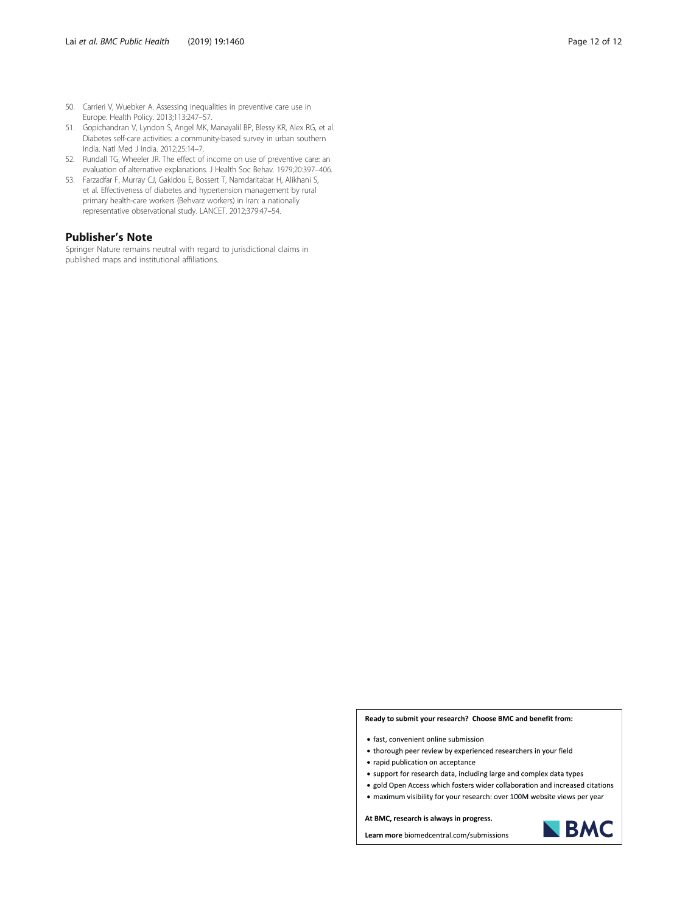50. Carrieri V, Wuebker A. Assessing inequalities in preventive care use in Europe. Health Policy. 2013;113:247–57.
51. Gopichandran V, Lyndon S, Angel MK, Manayalil BP, Blessy KR, Alex RG, et al. Diabetes self-care activities: a community-based survey in urban southern India. Natl Med J India. 2012;25:14–7.
52. Rundall TG, Wheeler JR. The effect of income on use of preventive care: an evaluation of alternative explanations. J Health Soc Behav. 1979;20:397–406.
53. Farzadfar F, Murray CJ, Gakidou E, Bossert T, Namdaritabar H, Alikhani S, et al. Effectiveness of diabetes and hypertension management by rural primary health-care workers (Behvarz workers) in Iran: a nationally representative observational study. LANCET. 2012;379:47–54.

## Publisher's Note

Springer Nature remains neutral with regard to jurisdictional claims in published maps and institutional affiliations.

**Ready to submit your research? Choose BMC and benefit from:**

- fast, convenient online submission
- thorough peer review by experienced researchers in your field
- rapid publication on acceptance
- support for research data, including large and complex data types
- gold Open Access which fosters wider collaboration and increased citations
- maximum visibility for your research: over 100M website views per year

**At BMC, research is always in progress.**

**Learn more** biomedcentral.com/submissions

BMC